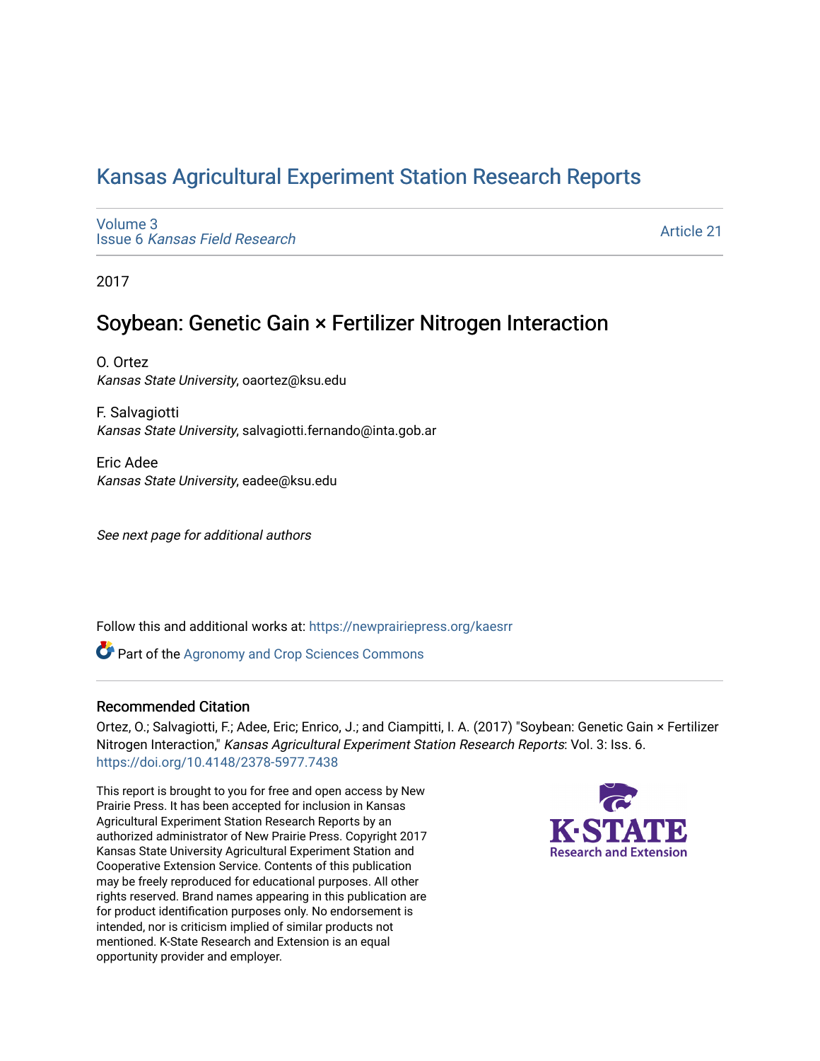# Kansas Agricultural Experiment Station Research Reports

Volume 3
Issue 6 *Kansas Field Research*

Article 21

2017

## Soybean: Genetic Gain × Fertilizer Nitrogen Interaction

O. Ortez
*Kansas State University*, oaortez@ksu.edu

F. Salvagiotti
*Kansas State University*, salvagiotti.fernando@inta.gob.ar

Eric Adee
*Kansas State University*, eadee@ksu.edu

*See next page for additional authors*

Follow this and additional works at: https://newprairiepress.org/kaesrr

Part of the Agronomy and Crop Sciences Commons

### Recommended Citation

Ortez, O.; Salvagiotti, F.; Adee, Eric; Enrico, J.; and Ciampitti, I. A. (2017) "Soybean: Genetic Gain × Fertilizer Nitrogen Interaction," *Kansas Agricultural Experiment Station Research Reports*: Vol. 3: Iss. 6. https://doi.org/10.4148/2378-5977.7438

This report is brought to you for free and open access by New Prairie Press. It has been accepted for inclusion in Kansas Agricultural Experiment Station Research Reports by an authorized administrator of New Prairie Press. Copyright 2017 Kansas State University Agricultural Experiment Station and Cooperative Extension Service. Contents of this publication may be freely reproduced for educational purposes. All other rights reserved. Brand names appearing in this publication are for product identification purposes only. No endorsement is intended, nor is criticism implied of similar products not mentioned. K-State Research and Extension is an equal opportunity provider and employer.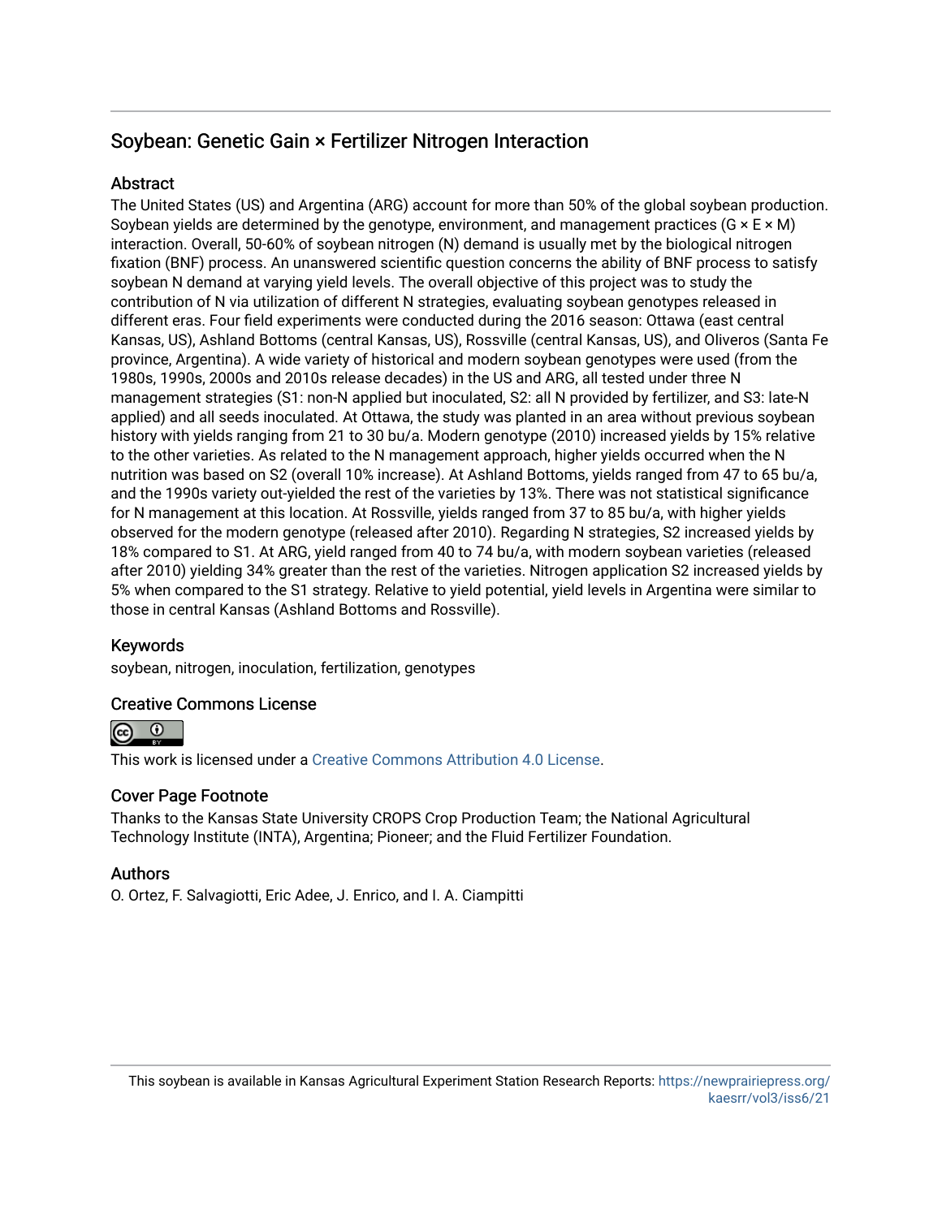# Soybean: Genetic Gain × Fertilizer Nitrogen Interaction

## Abstract

The United States (US) and Argentina (ARG) account for more than 50% of the global soybean production. Soybean yields are determined by the genotype, environment, and management practices (G × E × M) interaction. Overall, 50-60% of soybean nitrogen (N) demand is usually met by the biological nitrogen fixation (BNF) process. An unanswered scientific question concerns the ability of BNF process to satisfy soybean N demand at varying yield levels. The overall objective of this project was to study the contribution of N via utilization of different N strategies, evaluating soybean genotypes released in different eras. Four field experiments were conducted during the 2016 season: Ottawa (east central Kansas, US), Ashland Bottoms (central Kansas, US), Rossville (central Kansas, US), and Oliveros (Santa Fe province, Argentina). A wide variety of historical and modern soybean genotypes were used (from the 1980s, 1990s, 2000s and 2010s release decades) in the US and ARG, all tested under three N management strategies (S1: non-N applied but inoculated, S2: all N provided by fertilizer, and S3: late-N applied) and all seeds inoculated. At Ottawa, the study was planted in an area without previous soybean history with yields ranging from 21 to 30 bu/a. Modern genotype (2010) increased yields by 15% relative to the other varieties. As related to the N management approach, higher yields occurred when the N nutrition was based on S2 (overall 10% increase). At Ashland Bottoms, yields ranged from 47 to 65 bu/a, and the 1990s variety out-yielded the rest of the varieties by 13%. There was not statistical significance for N management at this location. At Rossville, yields ranged from 37 to 85 bu/a, with higher yields observed for the modern genotype (released after 2010). Regarding N strategies, S2 increased yields by 18% compared to S1. At ARG, yield ranged from 40 to 74 bu/a, with modern soybean varieties (released after 2010) yielding 34% greater than the rest of the varieties. Nitrogen application S2 increased yields by 5% when compared to the S1 strategy. Relative to yield potential, yield levels in Argentina were similar to those in central Kansas (Ashland Bottoms and Rossville).

## Keywords

soybean, nitrogen, inoculation, fertilization, genotypes

## Creative Commons License

This work is licensed under a Creative Commons Attribution 4.0 License.

## Cover Page Footnote

Thanks to the Kansas State University CROPS Crop Production Team; the National Agricultural Technology Institute (INTA), Argentina; Pioneer; and the Fluid Fertilizer Foundation.

## Authors

O. Ortez, F. Salvagiotti, Eric Adee, J. Enrico, and I. A. Ciampitti

This soybean is available in Kansas Agricultural Experiment Station Research Reports: https://newprairiepress.org/kaesrr/vol3/iss6/21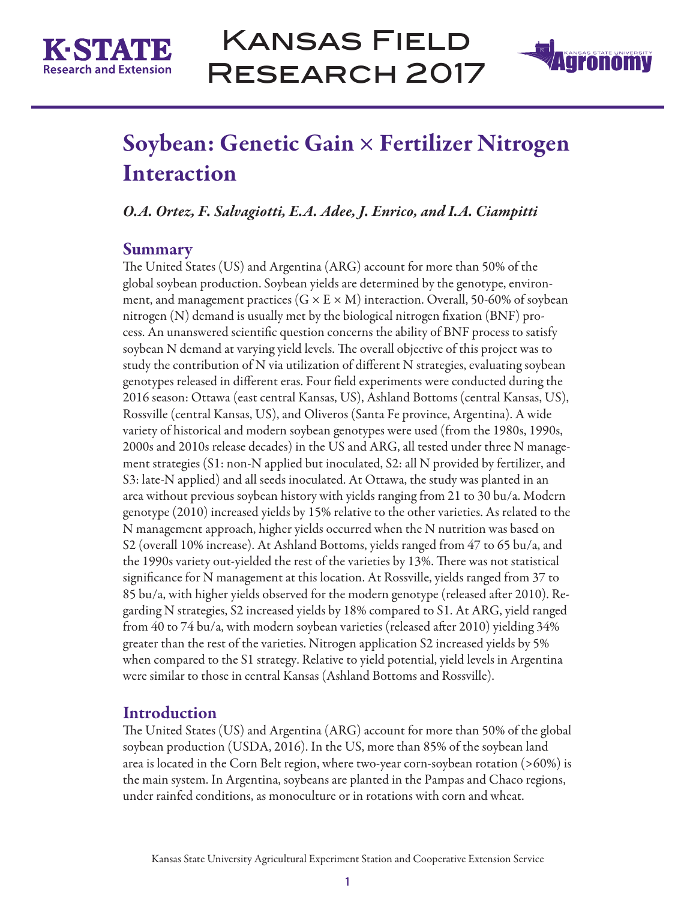# Soybean: Genetic Gain × Fertilizer Nitrogen Interaction

*O.A. Ortez, F. Salvagiotti, E.A. Adee, J. Enrico, and I.A. Ciampitti*

## Summary

The United States (US) and Argentina (ARG) account for more than 50% of the global soybean production. Soybean yields are determined by the genotype, environment, and management practices (G × E × M) interaction. Overall, 50-60% of soybean nitrogen (N) demand is usually met by the biological nitrogen fixation (BNF) process. An unanswered scientific question concerns the ability of BNF process to satisfy soybean N demand at varying yield levels. The overall objective of this project was to study the contribution of N via utilization of different N strategies, evaluating soybean genotypes released in different eras. Four field experiments were conducted during the 2016 season: Ottawa (east central Kansas, US), Ashland Bottoms (central Kansas, US), Rossville (central Kansas, US), and Oliveros (Santa Fe province, Argentina). A wide variety of historical and modern soybean genotypes were used (from the 1980s, 1990s, 2000s and 2010s release decades) in the US and ARG, all tested under three N management strategies (S1: non-N applied but inoculated, S2: all N provided by fertilizer, and S3: late-N applied) and all seeds inoculated. At Ottawa, the study was planted in an area without previous soybean history with yields ranging from 21 to 30 bu/a. Modern genotype (2010) increased yields by 15% relative to the other varieties. As related to the N management approach, higher yields occurred when the N nutrition was based on S2 (overall 10% increase). At Ashland Bottoms, yields ranged from 47 to 65 bu/a, and the 1990s variety out-yielded the rest of the varieties by 13%. There was not statistical significance for N management at this location. At Rossville, yields ranged from 37 to 85 bu/a, with higher yields observed for the modern genotype (released after 2010). Regarding N strategies, S2 increased yields by 18% compared to S1. At ARG, yield ranged from 40 to 74 bu/a, with modern soybean varieties (released after 2010) yielding 34% greater than the rest of the varieties. Nitrogen application S2 increased yields by 5% when compared to the S1 strategy. Relative to yield potential, yield levels in Argentina were similar to those in central Kansas (Ashland Bottoms and Rossville).

## Introduction

The United States (US) and Argentina (ARG) account for more than 50% of the global soybean production (USDA, 2016). In the US, more than 85% of the soybean land area is located in the Corn Belt region, where two-year corn-soybean rotation (>60%) is the main system. In Argentina, soybeans are planted in the Pampas and Chaco regions, under rainfed conditions, as monoculture or in rotations with corn and wheat.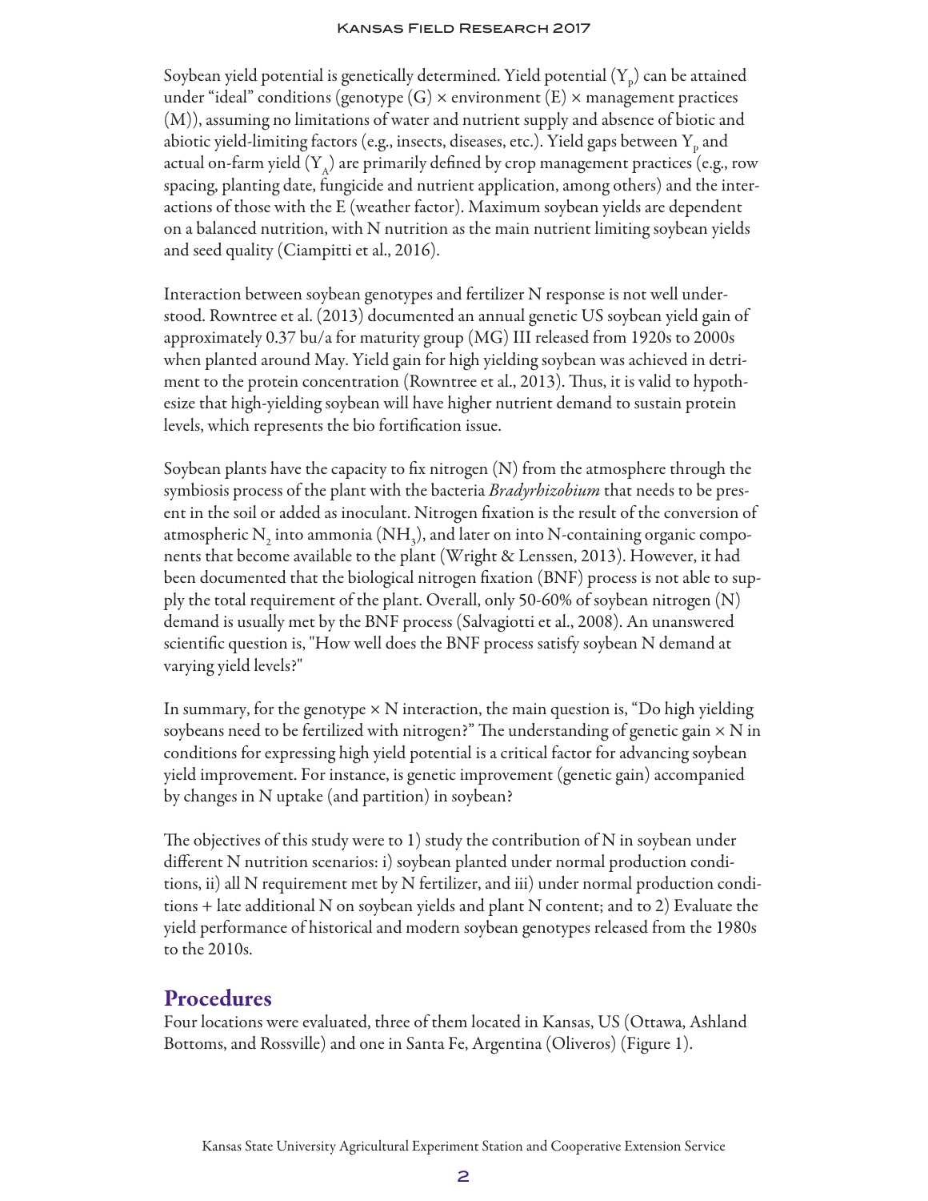Soybean yield potential is genetically determined. Yield potential ($Y_p$) can be attained under "ideal" conditions (genotype (G) × environment (E) × management practices (M)), assuming no limitations of water and nutrient supply and absence of biotic and abiotic yield-limiting factors (e.g., insects, diseases, etc.). Yield gaps between $Y_p$ and actual on-farm yield ($Y_A$) are primarily defined by crop management practices (e.g., row spacing, planting date, fungicide and nutrient application, among others) and the interactions of those with the E (weather factor). Maximum soybean yields are dependent on a balanced nutrition, with N nutrition as the main nutrient limiting soybean yields and seed quality (Ciampitti et al., 2016).

Interaction between soybean genotypes and fertilizer N response is not well understood. Rowntree et al. (2013) documented an annual genetic US soybean yield gain of approximately 0.37 bu/a for maturity group (MG) III released from 1920s to 2000s when planted around May. Yield gain for high yielding soybean was achieved in detriment to the protein concentration (Rowntree et al., 2013). Thus, it is valid to hypothesize that high-yielding soybean will have higher nutrient demand to sustain protein levels, which represents the bio fortification issue.

Soybean plants have the capacity to fix nitrogen (N) from the atmosphere through the symbiosis process of the plant with the bacteria *Bradyrhizobium* that needs to be present in the soil or added as inoculant. Nitrogen fixation is the result of the conversion of atmospheric $N_2$ into ammonia ($NH_3$), and later on into N-containing organic components that become available to the plant (Wright & Lenssen, 2013). However, it had been documented that the biological nitrogen fixation (BNF) process is not able to supply the total requirement of the plant. Overall, only 50-60% of soybean nitrogen (N) demand is usually met by the BNF process (Salvagiotti et al., 2008). An unanswered scientific question is, "How well does the BNF process satisfy soybean N demand at varying yield levels?"

In summary, for the genotype × N interaction, the main question is, "Do high yielding soybeans need to be fertilized with nitrogen?" The understanding of genetic gain × N in conditions for expressing high yield potential is a critical factor for advancing soybean yield improvement. For instance, is genetic improvement (genetic gain) accompanied by changes in N uptake (and partition) in soybean?

The objectives of this study were to 1) study the contribution of N in soybean under different N nutrition scenarios: i) soybean planted under normal production conditions, ii) all N requirement met by N fertilizer, and iii) under normal production conditions + late additional N on soybean yields and plant N content; and to 2) Evaluate the yield performance of historical and modern soybean genotypes released from the 1980s to the 2010s.

## Procedures

Four locations were evaluated, three of them located in Kansas, US (Ottawa, Ashland Bottoms, and Rossville) and one in Santa Fe, Argentina (Oliveros) (Figure 1).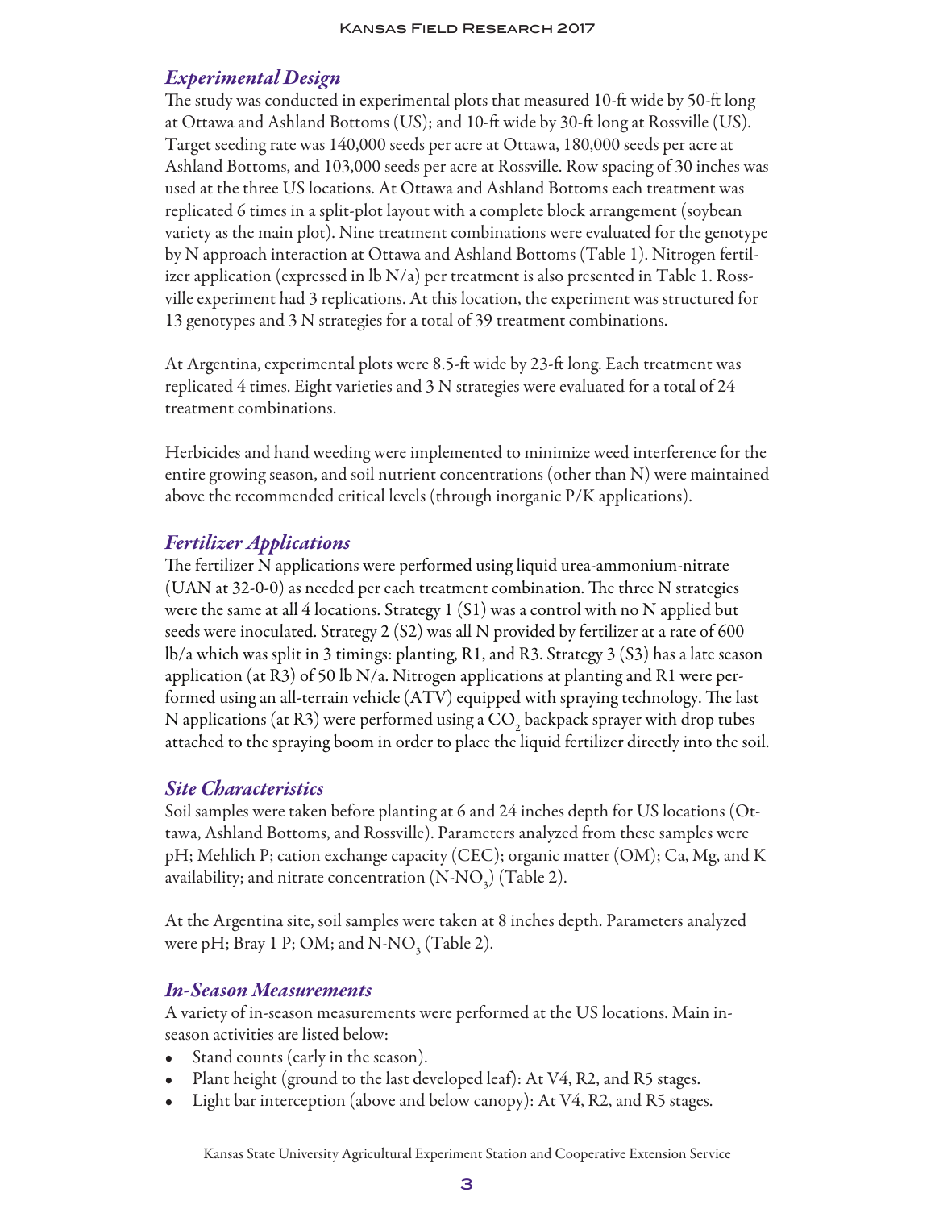### *Experimental Design*

The study was conducted in experimental plots that measured 10-ft wide by 50-ft long at Ottawa and Ashland Bottoms (US); and 10-ft wide by 30-ft long at Rossville (US). Target seeding rate was 140,000 seeds per acre at Ottawa, 180,000 seeds per acre at Ashland Bottoms, and 103,000 seeds per acre at Rossville. Row spacing of 30 inches was used at the three US locations. At Ottawa and Ashland Bottoms each treatment was replicated 6 times in a split-plot layout with a complete block arrangement (soybean variety as the main plot). Nine treatment combinations were evaluated for the genotype by N approach interaction at Ottawa and Ashland Bottoms (Table 1). Nitrogen fertilizer application (expressed in lb N/a) per treatment is also presented in Table 1. Rossville experiment had 3 replications. At this location, the experiment was structured for 13 genotypes and 3 N strategies for a total of 39 treatment combinations.

At Argentina, experimental plots were 8.5-ft wide by 23-ft long. Each treatment was replicated 4 times. Eight varieties and 3 N strategies were evaluated for a total of 24 treatment combinations.

Herbicides and hand weeding were implemented to minimize weed interference for the entire growing season, and soil nutrient concentrations (other than N) were maintained above the recommended critical levels (through inorganic P/K applications).

### *Fertilizer Applications*

The fertilizer N applications were performed using liquid urea-ammonium-nitrate (UAN at 32-0-0) as needed per each treatment combination. The three N strategies were the same at all 4 locations. Strategy 1 (S1) was a control with no N applied but seeds were inoculated. Strategy 2 (S2) was all N provided by fertilizer at a rate of 600 lb/a which was split in 3 timings: planting, R1, and R3. Strategy 3 (S3) has a late season application (at R3) of 50 lb N/a. Nitrogen applications at planting and R1 were performed using an all-terrain vehicle (ATV) equipped with spraying technology. The last N applications (at R3) were performed using a $CO_2$ backpack sprayer with drop tubes attached to the spraying boom in order to place the liquid fertilizer directly into the soil.

### *Site Characteristics*

Soil samples were taken before planting at 6 and 24 inches depth for US locations (Ottawa, Ashland Bottoms, and Rossville). Parameters analyzed from these samples were pH; Mehlich P; cation exchange capacity (CEC); organic matter (OM); Ca, Mg, and K availability; and nitrate concentration ($N\text{-}NO_3$) (Table 2).

At the Argentina site, soil samples were taken at 8 inches depth. Parameters analyzed were pH; Bray 1 P; OM; and $N\text{-}NO_3$ (Table 2).

### *In-Season Measurements*

A variety of in-season measurements were performed at the US locations. Main in-season activities are listed below:

- Stand counts (early in the season).
- Plant height (ground to the last developed leaf): At V4, R2, and R5 stages.
- Light bar interception (above and below canopy): At V4, R2, and R5 stages.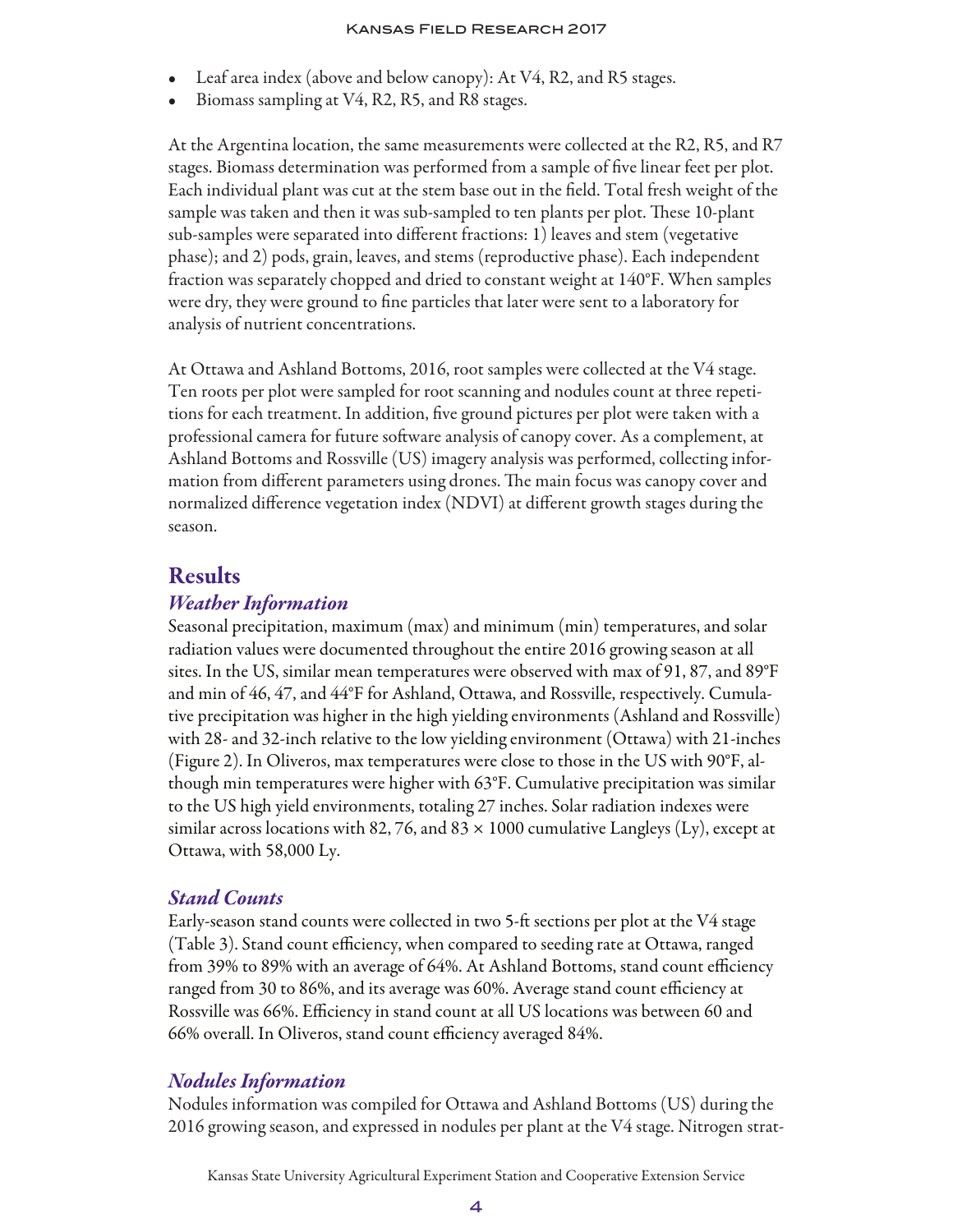- Leaf area index (above and below canopy): At V4, R2, and R5 stages.
- Biomass sampling at V4, R2, R5, and R8 stages.

At the Argentina location, the same measurements were collected at the R2, R5, and R7 stages. Biomass determination was performed from a sample of five linear feet per plot. Each individual plant was cut at the stem base out in the field. Total fresh weight of the sample was taken and then it was sub-sampled to ten plants per plot. These 10-plant sub-samples were separated into different fractions: 1) leaves and stem (vegetative phase); and 2) pods, grain, leaves, and stems (reproductive phase). Each independent fraction was separately chopped and dried to constant weight at 140°F. When samples were dry, they were ground to fine particles that later were sent to a laboratory for analysis of nutrient concentrations.

At Ottawa and Ashland Bottoms, 2016, root samples were collected at the V4 stage. Ten roots per plot were sampled for root scanning and nodules count at three repetitions for each treatment. In addition, five ground pictures per plot were taken with a professional camera for future software analysis of canopy cover. As a complement, at Ashland Bottoms and Rossville (US) imagery analysis was performed, collecting information from different parameters using drones. The main focus was canopy cover and normalized difference vegetation index (NDVI) at different growth stages during the season.

# Results

## *Weather Information*

Seasonal precipitation, maximum (max) and minimum (min) temperatures, and solar radiation values were documented throughout the entire 2016 growing season at all sites. In the US, similar mean temperatures were observed with max of 91, 87, and 89°F and min of 46, 47, and 44°F for Ashland, Ottawa, and Rossville, respectively. Cumulative precipitation was higher in the high yielding environments (Ashland and Rossville) with 28- and 32-inch relative to the low yielding environment (Ottawa) with 21-inches (Figure 2). In Oliveros, max temperatures were close to those in the US with 90°F, although min temperatures were higher with 63°F. Cumulative precipitation was similar to the US high yield environments, totaling 27 inches. Solar radiation indexes were similar across locations with 82, 76, and 83 × 1000 cumulative Langleys (Ly), except at Ottawa, with 58,000 Ly.

## *Stand Counts*

Early-season stand counts were collected in two 5-ft sections per plot at the V4 stage (Table 3). Stand count efficiency, when compared to seeding rate at Ottawa, ranged from 39% to 89% with an average of 64%. At Ashland Bottoms, stand count efficiency ranged from 30 to 86%, and its average was 60%. Average stand count efficiency at Rossville was 66%. Efficiency in stand count at all US locations was between 60 and 66% overall. In Oliveros, stand count efficiency averaged 84%.

## *Nodules Information*

Nodules information was compiled for Ottawa and Ashland Bottoms (US) during the 2016 growing season, and expressed in nodules per plant at the V4 stage. Nitrogen strat-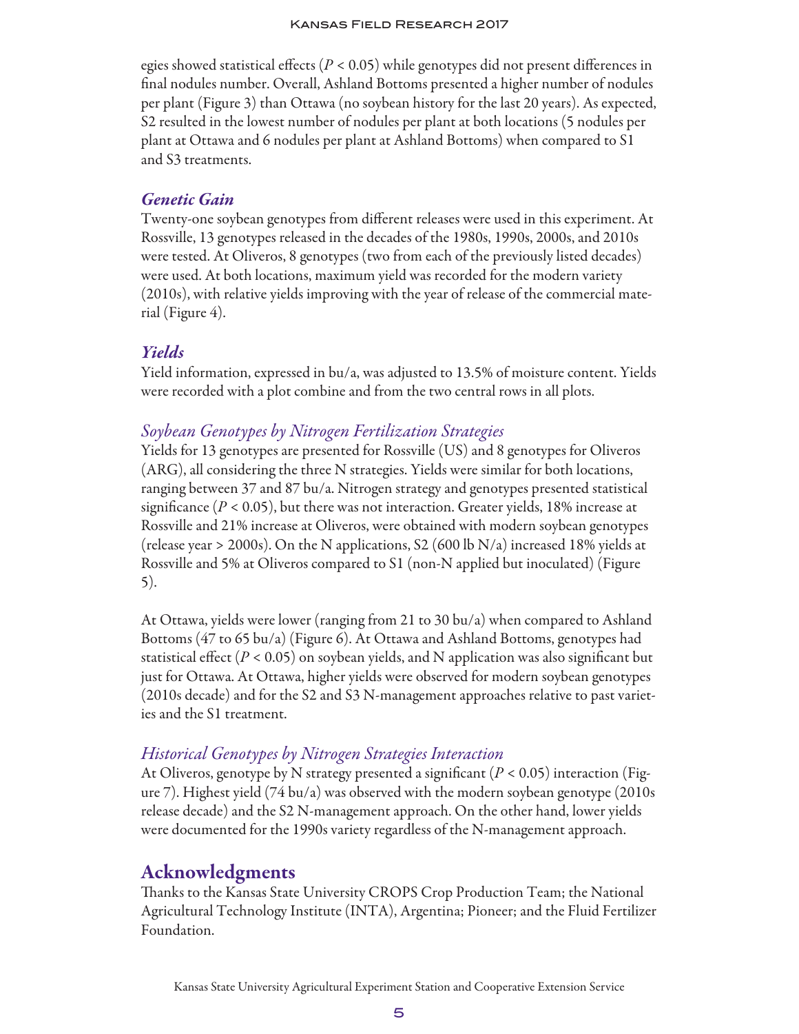egies showed statistical effects ($P < 0.05$) while genotypes did not present differences in final nodules number. Overall, Ashland Bottoms presented a higher number of nodules per plant (Figure 3) than Ottawa (no soybean history for the last 20 years). As expected, S2 resulted in the lowest number of nodules per plant at both locations (5 nodules per plant at Ottawa and 6 nodules per plant at Ashland Bottoms) when compared to S1 and S3 treatments.

### *Genetic Gain*

Twenty-one soybean genotypes from different releases were used in this experiment. At Rossville, 13 genotypes released in the decades of the 1980s, 1990s, 2000s, and 2010s were tested. At Oliveros, 8 genotypes (two from each of the previously listed decades) were used. At both locations, maximum yield was recorded for the modern variety (2010s), with relative yields improving with the year of release of the commercial material (Figure 4).

### *Yields*

Yield information, expressed in bu/a, was adjusted to 13.5% of moisture content. Yields were recorded with a plot combine and from the two central rows in all plots.

#### *Soybean Genotypes by Nitrogen Fertilization Strategies*

Yields for 13 genotypes are presented for Rossville (US) and 8 genotypes for Oliveros (ARG), all considering the three N strategies. Yields were similar for both locations, ranging between 37 and 87 bu/a. Nitrogen strategy and genotypes presented statistical significance ($P < 0.05$), but there was not interaction. Greater yields, 18% increase at Rossville and 21% increase at Oliveros, were obtained with modern soybean genotypes (release year > 2000s). On the N applications, S2 (600 lb N/a) increased 18% yields at Rossville and 5% at Oliveros compared to S1 (non-N applied but inoculated) (Figure 5).

At Ottawa, yields were lower (ranging from 21 to 30 bu/a) when compared to Ashland Bottoms (47 to 65 bu/a) (Figure 6). At Ottawa and Ashland Bottoms, genotypes had statistical effect ($P < 0.05$) on soybean yields, and N application was also significant but just for Ottawa. At Ottawa, higher yields were observed for modern soybean genotypes (2010s decade) and for the S2 and S3 N-management approaches relative to past varieties and the S1 treatment.

#### *Historical Genotypes by Nitrogen Strategies Interaction*

At Oliveros, genotype by N strategy presented a significant ($P < 0.05$) interaction (Figure 7). Highest yield (74 bu/a) was observed with the modern soybean genotype (2010s release decade) and the S2 N-management approach. On the other hand, lower yields were documented for the 1990s variety regardless of the N-management approach.

## Acknowledgments

Thanks to the Kansas State University CROPS Crop Production Team; the National Agricultural Technology Institute (INTA), Argentina; Pioneer; and the Fluid Fertilizer Foundation.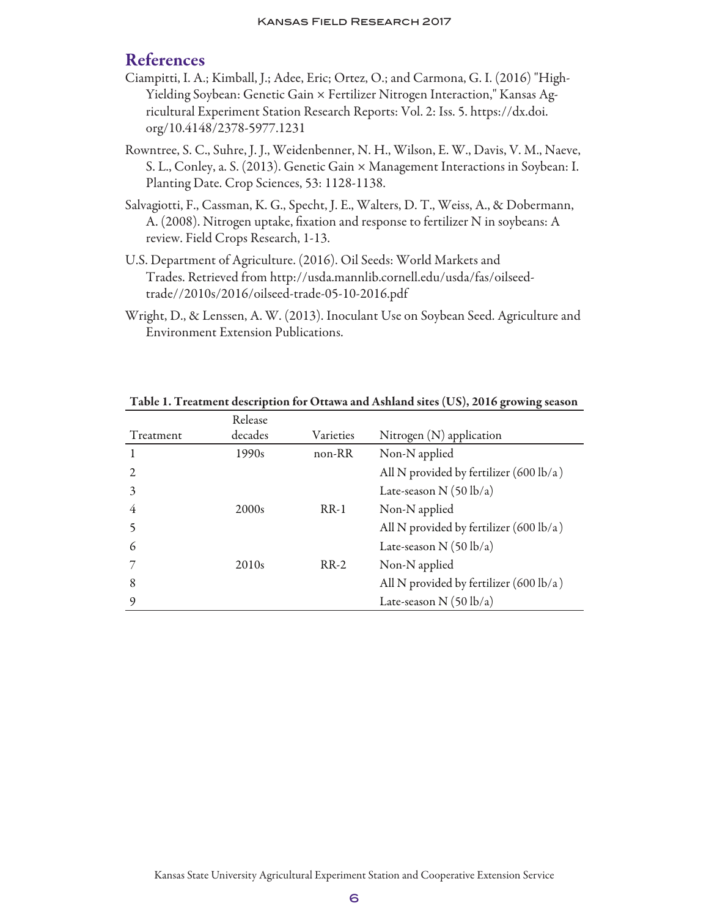## References

Ciampitti, I. A.; Kimball, J.; Adee, Eric; Ortez, O.; and Carmona, G. I. (2016) "High-Yielding Soybean: Genetic Gain × Fertilizer Nitrogen Interaction," Kansas Agricultural Experiment Station Research Reports: Vol. 2: Iss. 5. https://dx.doi.org/10.4148/2378-5977.1231

Rowntree, S. C., Suhre, J. J., Weidenbenner, N. H., Wilson, E. W., Davis, V. M., Naeve, S. L., Conley, a. S. (2013). Genetic Gain × Management Interactions in Soybean: I. Planting Date. Crop Sciences, 53: 1128-1138.

Salvagiotti, F., Cassman, K. G., Specht, J. E., Walters, D. T., Weiss, A., & Dobermann, A. (2008). Nitrogen uptake, fixation and response to fertilizer N in soybeans: A review. Field Crops Research, 1-13.

U.S. Department of Agriculture. (2016). Oil Seeds: World Markets and Trades. Retrieved from http://usda.mannlib.cornell.edu/usda/fas/oilseed-trade//2010s/2016/oilseed-trade-05-10-2016.pdf

Wright, D., & Lenssen, A. W. (2013). Inoculant Use on Soybean Seed. Agriculture and Environment Extension Publications.

**Table 1. Treatment description for Ottawa and Ashland sites (US), 2016 growing season**

| Treatment | Release decades | Varieties | Nitrogen (N) application |
|---|---|---|---|
| 1 | 1990s | non-RR | Non-N applied |
| 2 | | | All N provided by fertilizer (600 lb/a) |
| 3 | | | Late-season N (50 lb/a) |
| 4 | 2000s | RR-1 | Non-N applied |
| 5 | | | All N provided by fertilizer (600 lb/a) |
| 6 | | | Late-season N (50 lb/a) |
| 7 | 2010s | RR-2 | Non-N applied |
| 8 | | | All N provided by fertilizer (600 lb/a) |
| 9 | | | Late-season N (50 lb/a) |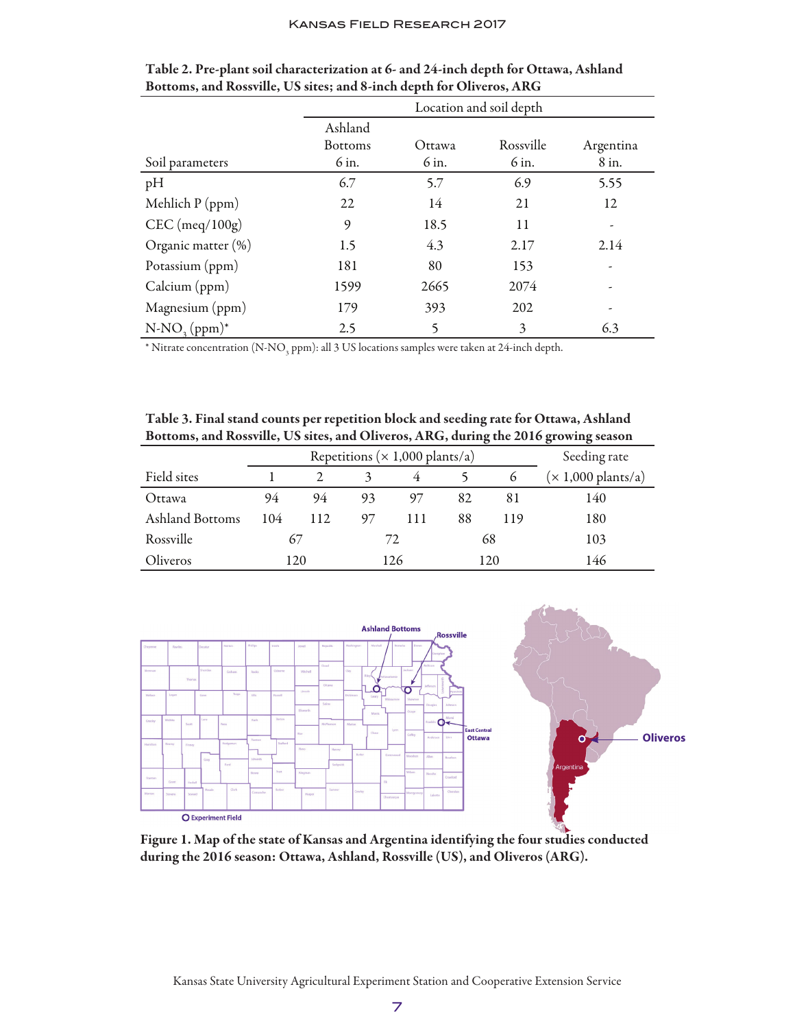**Table 2. Pre-plant soil characterization at 6- and 24-inch depth for Ottawa, Ashland Bottoms, and Rossville, US sites; and 8-inch depth for Oliveros, ARG**

| | Location and soil depth | | | |
|---|---|---|---|---|
| Soil parameters | Ashland Bottoms 6 in. | Ottawa 6 in. | Rossville 6 in. | Argentina 8 in. |
| pH | 6.7 | 5.7 | 6.9 | 5.55 |
| Mehlich P (ppm) | 22 | 14 | 21 | 12 |
| CEC (meq/100g) | 9 | 18.5 | 11 | - |
| Organic matter (%) | 1.5 | 4.3 | 2.17 | 2.14 |
| Potassium (ppm) | 181 | 80 | 153 | - |
| Calcium (ppm) | 1599 | 2665 | 2074 | - |
| Magnesium (ppm) | 179 | 393 | 202 | - |
| $N\text{-}NO_3$ (ppm)* | 2.5 | 5 | 3 | 6.3 |

* Nitrate concentration ($N\text{-}NO_3$ ppm): all 3 US locations samples were taken at 24-inch depth.

**Table 3. Final stand counts per repetition block and seeding rate for Ottawa, Ashland Bottoms, and Rossville, US sites, and Oliveros, ARG, during the 2016 growing season**

| | Repetitions (× 1,000 plants/a) | | | | | | Seeding rate |
|---|---|---|---|---|---|---|---|
| Field sites | 1 | 2 | 3 | 4 | 5 | 6 | (× 1,000 plants/a) |
| Ottawa | 94 | 94 | 93 | 97 | 82 | 81 | 140 |
| Ashland Bottoms | 104 | 112 | 97 | 111 | 88 | 119 | 180 |
| Rossville | 67 | | 72 | | 68 | | 103 |
| Oliveros | 120 | | 126 | | 120 | | 146 |

**Figure 1. Map of the state of Kansas and Argentina identifying the four studies conducted during the 2016 season: Ottawa, Ashland, Rossville (US), and Oliveros (ARG).**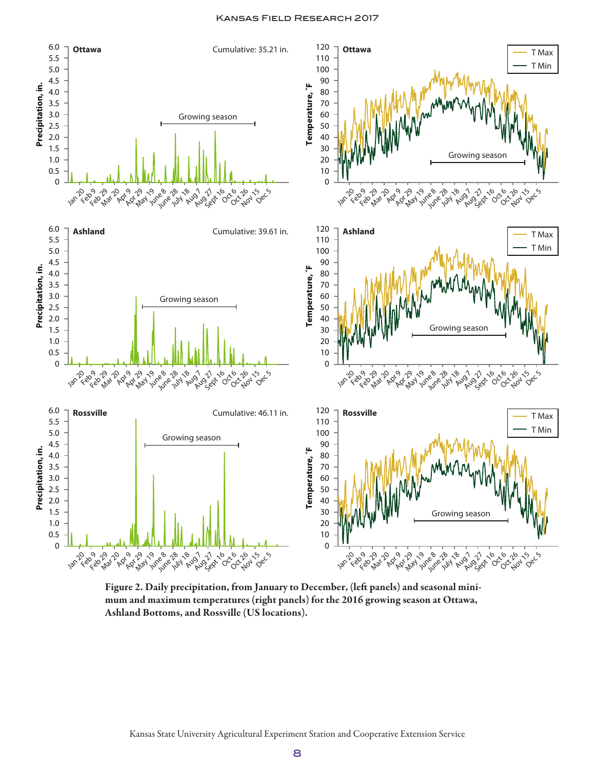Figure 2. Daily precipitation, from January to December, (left panels) and seasonal minimum and maximum temperatures (right panels) for the 2016 growing season at Ottawa, Ashland Bottoms, and Rossville (US locations).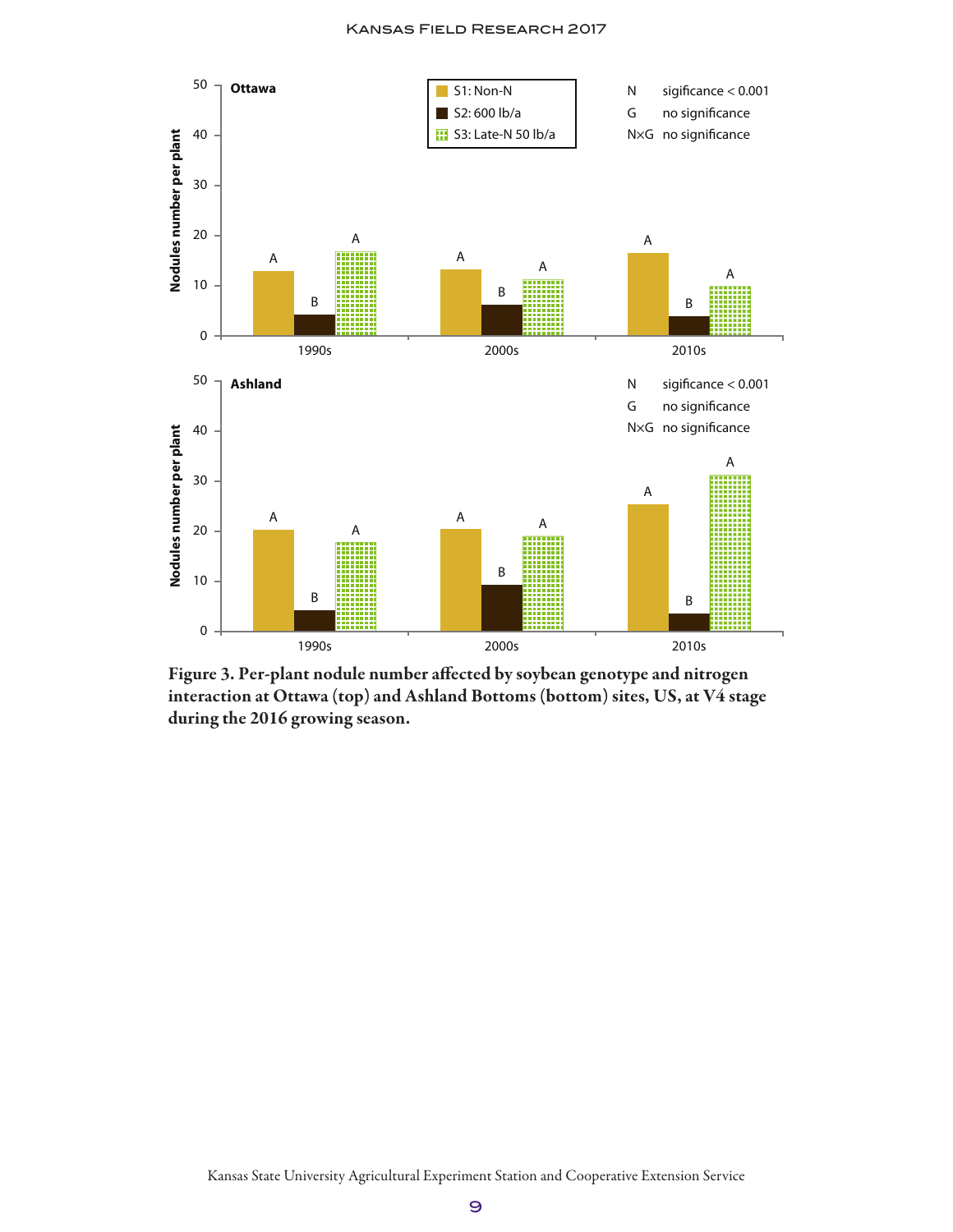Figure 3. Per-plant nodule number affected by soybean genotype and nitrogen interaction at Ottawa (top) and Ashland Bottoms (bottom) sites, US, at V4 stage during the 2016 growing season.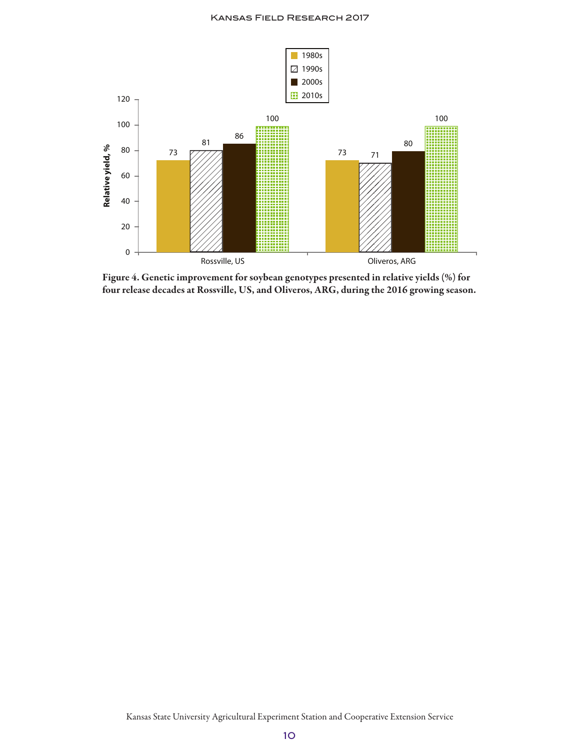**Figure 4. Genetic improvement for soybean genotypes presented in relative yields (%) for four release decades at Rossville, US, and Oliveros, ARG, during the 2016 growing season.**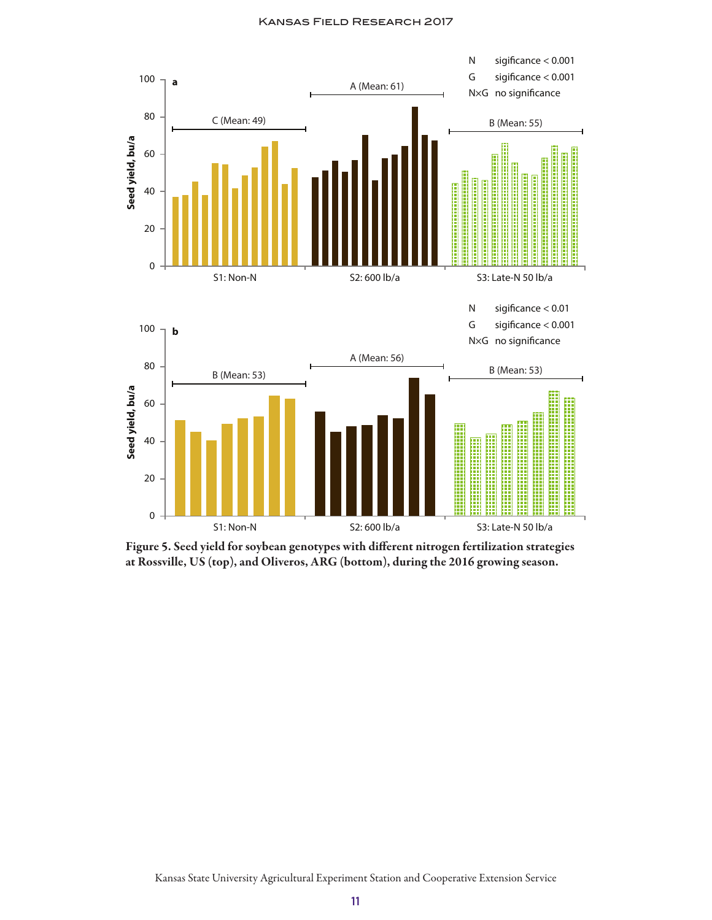Figure 5. Seed yield for soybean genotypes with different nitrogen fertilization strategies at Rossville, US (top), and Oliveros, ARG (bottom), during the 2016 growing season.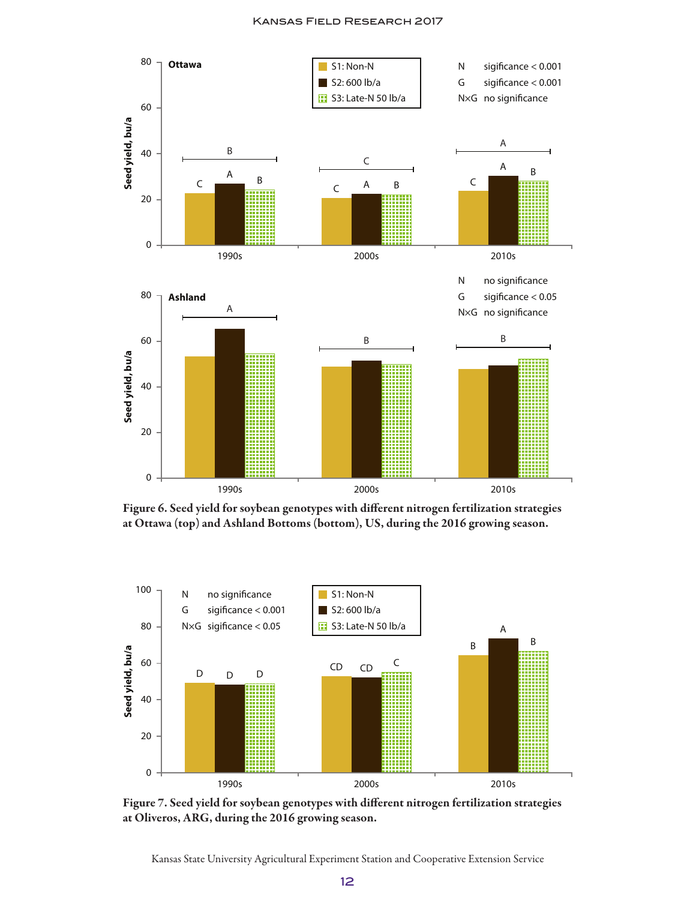Ottawa

S1: Non-N
S2: 600 lb/a
S3: Late-N 50 lb/a

N sigificance < 0.001
G sigificance < 0.001
N×G no significance

Seed yield, bu/a

80
60
40
20
0

B
C A B
C
C A B
A
C A B

1990s
2000s
2010s

N no significance
G sigificance < 0.05
N×G no significance

Ashland

Seed yield, bu/a

80
60
40
20
0

A
B
B

1990s
2000s
2010s

**Figure 6. Seed yield for soybean genotypes with different nitrogen fertilization strategies at Ottawa (top) and Ashland Bottoms (bottom), US, during the 2016 growing season.**

N no significance
G sigificance < 0.001
N×G sigificance < 0.05

S1: Non-N
S2: 600 lb/a
S3: Late-N 50 lb/a

Seed yield, bu/a

100
80
60
40
20
0

D D D
CD CD C
B A B

1990s
2000s
2010s

**Figure 7. Seed yield for soybean genotypes with different nitrogen fertilization strategies at Oliveros, ARG, during the 2016 growing season.**